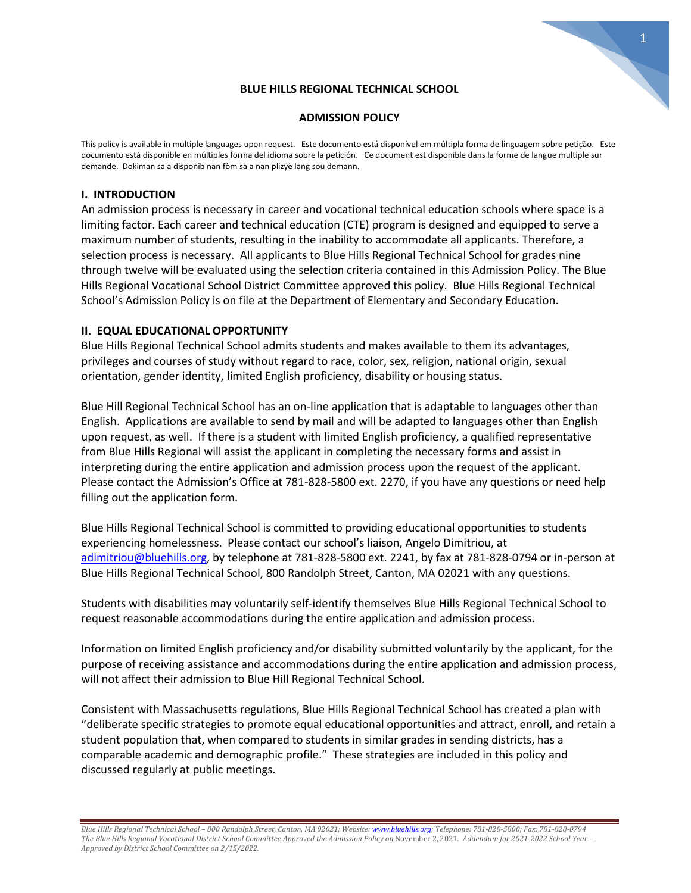**BLUE HILLS REGIONAL TECHNICAL SCHOOL**

**ADMISSION POLICY**

This policy is available in multiple languages upon request. Este documento está disponível em múltipla forma de linguagem sobre petição. Este documento está disponible en múltiples forma del idioma sobre la petición. Ce document est disponible dans la forme de langue multiple sur demande. Dokiman sa a disponib nan fòm sa a nan plizyè lang sou demann.

## I. INTRODUCTION

An admission process is necessary in career and vocational technical education schools where space is a limiting factor. Each career and technical education (CTE) program is designed and equipped to serve a maximum number of students, resulting in the inability to accommodate all applicants. Therefore, a selection process is necessary. All applicants to Blue Hills Regional Technical School for grades nine through twelve will be evaluated using the selection criteria contained in this Admission Policy. The Blue Hills Regional Vocational School District Committee approved this policy. Blue Hills Regional Technical School's Admission Policy is on file at the Department of Elementary and Secondary Education.

## II. EQUAL EDUCATIONAL OPPORTUNITY

Blue Hills Regional Technical School admits students and makes available to them its advantages, privileges and courses of study without regard to race, color, sex, religion, national origin, sexual orientation, gender identity, limited English proficiency, disability or housing status.

Blue Hill Regional Technical School has an on-line application that is adaptable to languages other than English. Applications are available to send by mail and will be adapted to languages other than English upon request, as well. If there is a student with limited English proficiency, a qualified representative from Blue Hills Regional will assist the applicant in completing the necessary forms and assist in interpreting during the entire application and admission process upon the request of the applicant. Please contact the Admission's Office at 781-828-5800 ext. 2270, if you have any questions or need help filling out the application form.

Blue Hills Regional Technical School is committed to providing educational opportunities to students experiencing homelessness. Please contact our school's liaison, Angelo Dimitriou, at adimitriou@bluehills.org, by telephone at 781-828-5800 ext. 2241, by fax at 781-828-0794 or in-person at Blue Hills Regional Technical School, 800 Randolph Street, Canton, MA 02021 with any questions.

Students with disabilities may voluntarily self-identify themselves Blue Hills Regional Technical School to request reasonable accommodations during the entire application and admission process.

Information on limited English proficiency and/or disability submitted voluntarily by the applicant, for the purpose of receiving assistance and accommodations during the entire application and admission process, will not affect their admission to Blue Hill Regional Technical School.

Consistent with Massachusetts regulations, Blue Hills Regional Technical School has created a plan with "deliberate specific strategies to promote equal educational opportunities and attract, enroll, and retain a student population that, when compared to students in similar grades in sending districts, has a comparable academic and demographic profile." These strategies are included in this policy and discussed regularly at public meetings.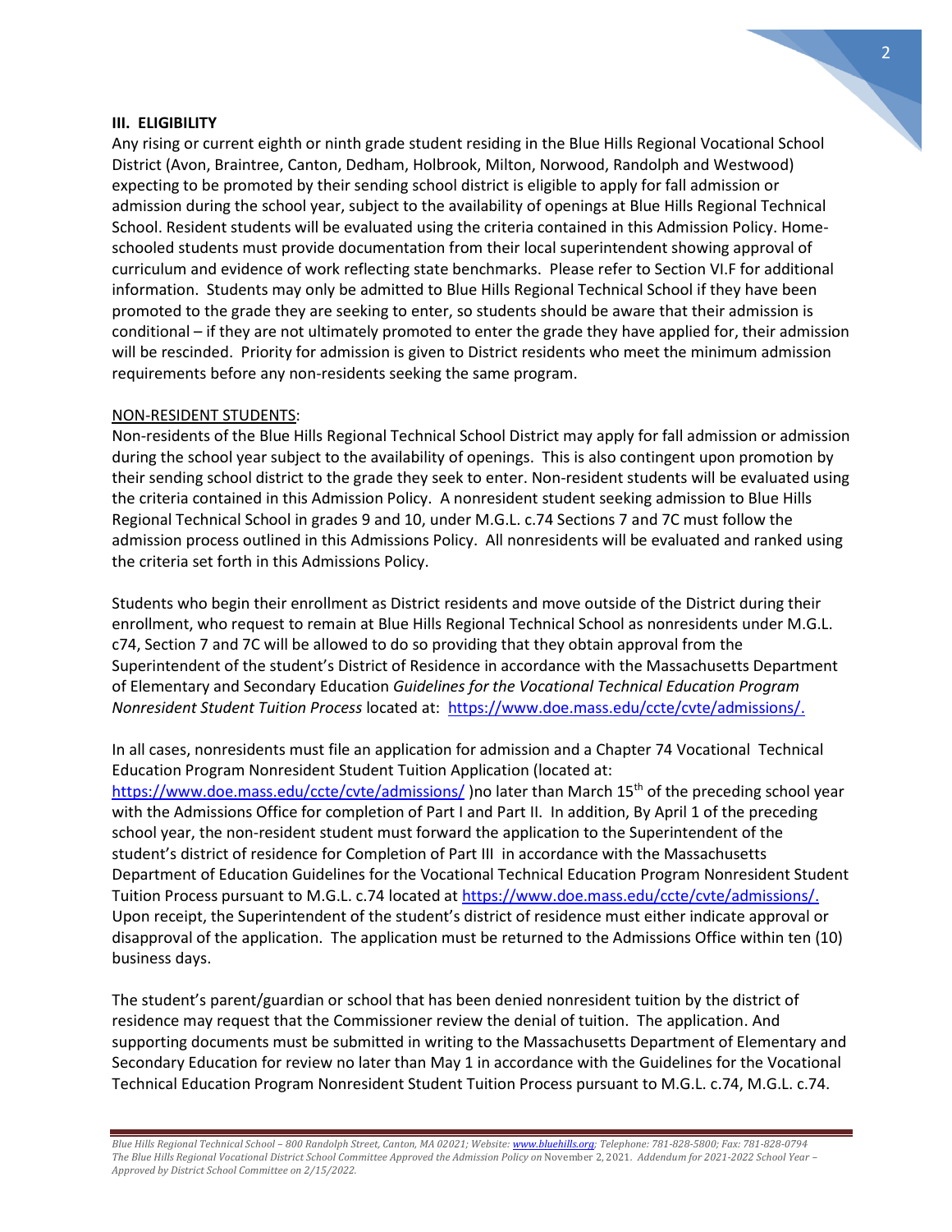## III. ELIGIBILITY

Any rising or current eighth or ninth grade student residing in the Blue Hills Regional Vocational School District (Avon, Braintree, Canton, Dedham, Holbrook, Milton, Norwood, Randolph and Westwood) expecting to be promoted by their sending school district is eligible to apply for fall admission or admission during the school year, subject to the availability of openings at Blue Hills Regional Technical School. Resident students will be evaluated using the criteria contained in this Admission Policy. Home-schooled students must provide documentation from their local superintendent showing approval of curriculum and evidence of work reflecting state benchmarks. Please refer to Section VI.F for additional information. Students may only be admitted to Blue Hills Regional Technical School if they have been promoted to the grade they are seeking to enter, so students should be aware that their admission is conditional – if they are not ultimately promoted to enter the grade they have applied for, their admission will be rescinded. Priority for admission is given to District residents who meet the minimum admission requirements before any non-residents seeking the same program.

NON-RESIDENT STUDENTS:

Non-residents of the Blue Hills Regional Technical School District may apply for fall admission or admission during the school year subject to the availability of openings. This is also contingent upon promotion by their sending school district to the grade they seek to enter. Non-resident students will be evaluated using the criteria contained in this Admission Policy. A nonresident student seeking admission to Blue Hills Regional Technical School in grades 9 and 10, under M.G.L. c.74 Sections 7 and 7C must follow the admission process outlined in this Admissions Policy. All nonresidents will be evaluated and ranked using the criteria set forth in this Admissions Policy.

Students who begin their enrollment as District residents and move outside of the District during their enrollment, who request to remain at Blue Hills Regional Technical School as nonresidents under M.G.L. c74, Section 7 and 7C will be allowed to do so providing that they obtain approval from the Superintendent of the student's District of Residence in accordance with the Massachusetts Department of Elementary and Secondary Education *Guidelines for the Vocational Technical Education Program Nonresident Student Tuition Process* located at: https://www.doe.mass.edu/ccte/cvte/admissions/.

In all cases, nonresidents must file an application for admission and a Chapter 74 Vocational Technical Education Program Nonresident Student Tuition Application (located at: https://www.doe.mass.edu/ccte/cvte/admissions/ )no later than March 15th of the preceding school year with the Admissions Office for completion of Part I and Part II. In addition, By April 1 of the preceding school year, the non-resident student must forward the application to the Superintendent of the student's district of residence for Completion of Part III in accordance with the Massachusetts Department of Education Guidelines for the Vocational Technical Education Program Nonresident Student Tuition Process pursuant to M.G.L. c.74 located at https://www.doe.mass.edu/ccte/cvte/admissions/. Upon receipt, the Superintendent of the student's district of residence must either indicate approval or disapproval of the application. The application must be returned to the Admissions Office within ten (10) business days.

The student's parent/guardian or school that has been denied nonresident tuition by the district of residence may request that the Commissioner review the denial of tuition. The application. And supporting documents must be submitted in writing to the Massachusetts Department of Elementary and Secondary Education for review no later than May 1 in accordance with the Guidelines for the Vocational Technical Education Program Nonresident Student Tuition Process pursuant to M.G.L. c.74, M.G.L. c.74.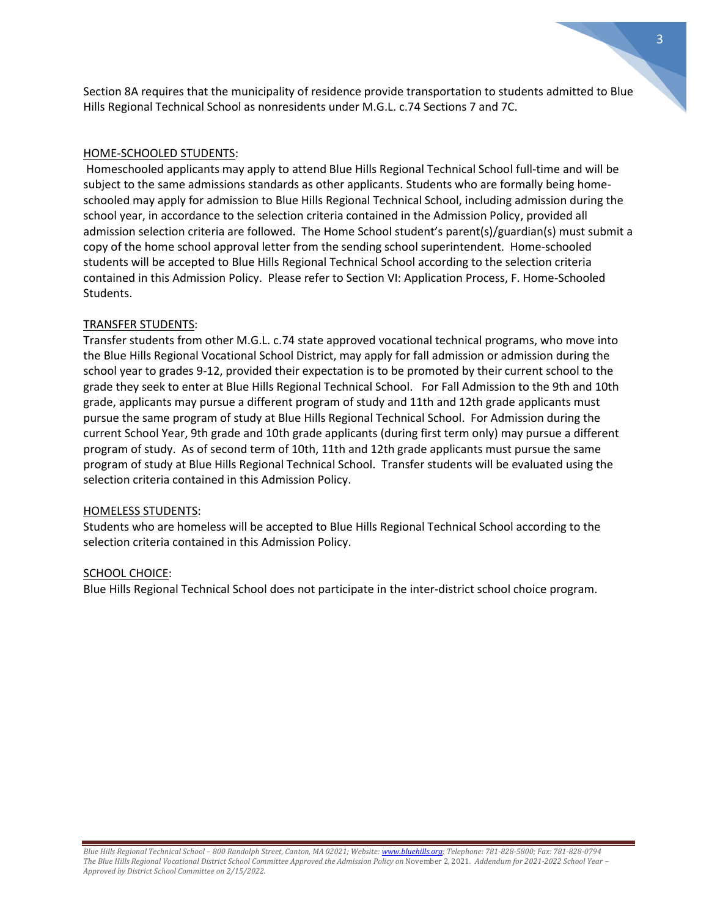Section 8A requires that the municipality of residence provide transportation to students admitted to Blue Hills Regional Technical School as nonresidents under M.G.L. c.74 Sections 7 and 7C.

<u>HOME-SCHOOLED STUDENTS</u>:

Homeschooled applicants may apply to attend Blue Hills Regional Technical School full-time and will be subject to the same admissions standards as other applicants. Students who are formally being home-schooled may apply for admission to Blue Hills Regional Technical School, including admission during the school year, in accordance to the selection criteria contained in the Admission Policy, provided all admission selection criteria are followed. The Home School student's parent(s)/guardian(s) must submit a copy of the home school approval letter from the sending school superintendent. Home-schooled students will be accepted to Blue Hills Regional Technical School according to the selection criteria contained in this Admission Policy. Please refer to Section VI: Application Process, F. Home-Schooled Students.

<u>TRANSFER STUDENTS</u>:

Transfer students from other M.G.L. c.74 state approved vocational technical programs, who move into the Blue Hills Regional Vocational School District, may apply for fall admission or admission during the school year to grades 9-12, provided their expectation is to be promoted by their current school to the grade they seek to enter at Blue Hills Regional Technical School. For Fall Admission to the 9th and 10th grade, applicants may pursue a different program of study and 11th and 12th grade applicants must pursue the same program of study at Blue Hills Regional Technical School. For Admission during the current School Year, 9th grade and 10th grade applicants (during first term only) may pursue a different program of study. As of second term of 10th, 11th and 12th grade applicants must pursue the same program of study at Blue Hills Regional Technical School. Transfer students will be evaluated using the selection criteria contained in this Admission Policy.

<u>HOMELESS STUDENTS</u>:

Students who are homeless will be accepted to Blue Hills Regional Technical School according to the selection criteria contained in this Admission Policy.

<u>SCHOOL CHOICE</u>:

Blue Hills Regional Technical School does not participate in the inter-district school choice program.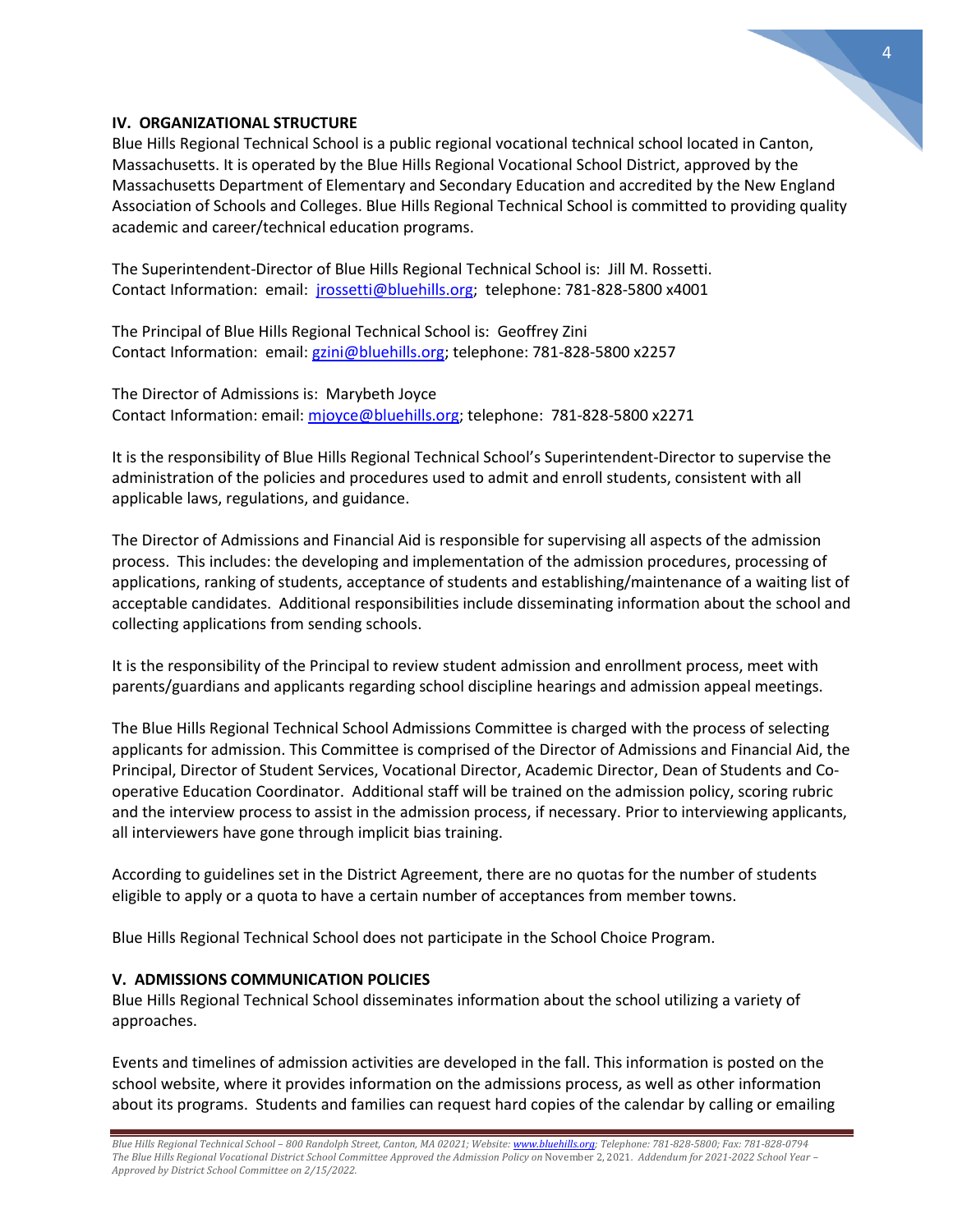## IV. ORGANIZATIONAL STRUCTURE

Blue Hills Regional Technical School is a public regional vocational technical school located in Canton, Massachusetts. It is operated by the Blue Hills Regional Vocational School District, approved by the Massachusetts Department of Elementary and Secondary Education and accredited by the New England Association of Schools and Colleges. Blue Hills Regional Technical School is committed to providing quality academic and career/technical education programs.

The Superintendent-Director of Blue Hills Regional Technical School is: Jill M. Rossetti.
Contact Information: email: jrossetti@bluehills.org; telephone: 781-828-5800 x4001

The Principal of Blue Hills Regional Technical School is: Geoffrey Zini
Contact Information: email: gzini@bluehills.org; telephone: 781-828-5800 x2257

The Director of Admissions is: Marybeth Joyce
Contact Information: email: mjoyce@bluehills.org; telephone: 781-828-5800 x2271

It is the responsibility of Blue Hills Regional Technical School's Superintendent-Director to supervise the administration of the policies and procedures used to admit and enroll students, consistent with all applicable laws, regulations, and guidance.

The Director of Admissions and Financial Aid is responsible for supervising all aspects of the admission process. This includes: the developing and implementation of the admission procedures, processing of applications, ranking of students, acceptance of students and establishing/maintenance of a waiting list of acceptable candidates. Additional responsibilities include disseminating information about the school and collecting applications from sending schools.

It is the responsibility of the Principal to review student admission and enrollment process, meet with parents/guardians and applicants regarding school discipline hearings and admission appeal meetings.

The Blue Hills Regional Technical School Admissions Committee is charged with the process of selecting applicants for admission. This Committee is comprised of the Director of Admissions and Financial Aid, the Principal, Director of Student Services, Vocational Director, Academic Director, Dean of Students and Co-operative Education Coordinator. Additional staff will be trained on the admission policy, scoring rubric and the interview process to assist in the admission process, if necessary. Prior to interviewing applicants, all interviewers have gone through implicit bias training.

According to guidelines set in the District Agreement, there are no quotas for the number of students eligible to apply or a quota to have a certain number of acceptances from member towns.

Blue Hills Regional Technical School does not participate in the School Choice Program.

## V. ADMISSIONS COMMUNICATION POLICIES

Blue Hills Regional Technical School disseminates information about the school utilizing a variety of approaches.

Events and timelines of admission activities are developed in the fall. This information is posted on the school website, where it provides information on the admissions process, as well as other information about its programs. Students and families can request hard copies of the calendar by calling or emailing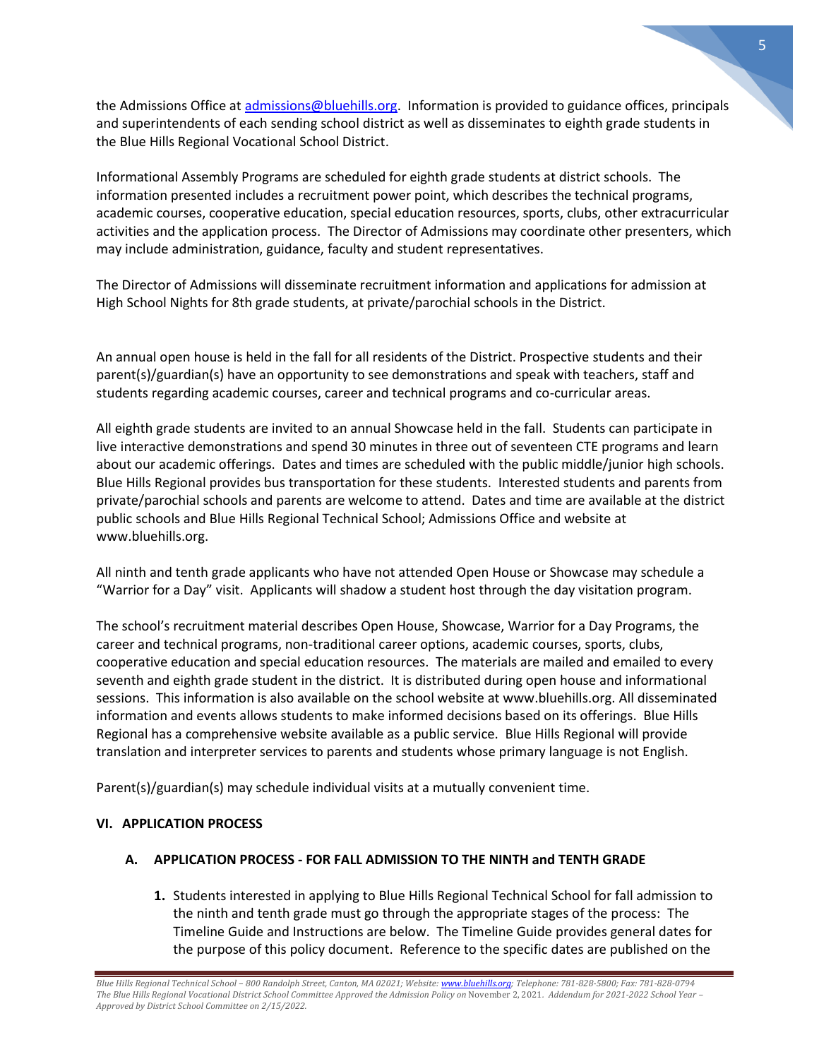the Admissions Office at [admissions@bluehills.org](mailto:admissions@bluehills.org). Information is provided to guidance offices, principals and superintendents of each sending school district as well as disseminates to eighth grade students in the Blue Hills Regional Vocational School District.

Informational Assembly Programs are scheduled for eighth grade students at district schools. The information presented includes a recruitment power point, which describes the technical programs, academic courses, cooperative education, special education resources, sports, clubs, other extracurricular activities and the application process. The Director of Admissions may coordinate other presenters, which may include administration, guidance, faculty and student representatives.

The Director of Admissions will disseminate recruitment information and applications for admission at High School Nights for 8th grade students, at private/parochial schools in the District.

An annual open house is held in the fall for all residents of the District. Prospective students and their parent(s)/guardian(s) have an opportunity to see demonstrations and speak with teachers, staff and students regarding academic courses, career and technical programs and co-curricular areas.

All eighth grade students are invited to an annual Showcase held in the fall. Students can participate in live interactive demonstrations and spend 30 minutes in three out of seventeen CTE programs and learn about our academic offerings. Dates and times are scheduled with the public middle/junior high schools. Blue Hills Regional provides bus transportation for these students. Interested students and parents from private/parochial schools and parents are welcome to attend. Dates and time are available at the district public schools and Blue Hills Regional Technical School; Admissions Office and website at www.bluehills.org.

All ninth and tenth grade applicants who have not attended Open House or Showcase may schedule a "Warrior for a Day" visit. Applicants will shadow a student host through the day visitation program.

The school's recruitment material describes Open House, Showcase, Warrior for a Day Programs, the career and technical programs, non-traditional career options, academic courses, sports, clubs, cooperative education and special education resources. The materials are mailed and emailed to every seventh and eighth grade student in the district. It is distributed during open house and informational sessions. This information is also available on the school website at www.bluehills.org. All disseminated information and events allows students to make informed decisions based on its offerings. Blue Hills Regional has a comprehensive website available as a public service. Blue Hills Regional will provide translation and interpreter services to parents and students whose primary language is not English.

Parent(s)/guardian(s) may schedule individual visits at a mutually convenient time.

## VI. APPLICATION PROCESS

### A. APPLICATION PROCESS - FOR FALL ADMISSION TO THE NINTH and TENTH GRADE

1. Students interested in applying to Blue Hills Regional Technical School for fall admission to the ninth and tenth grade must go through the appropriate stages of the process: The Timeline Guide and Instructions are below. The Timeline Guide provides general dates for the purpose of this policy document. Reference to the specific dates are published on the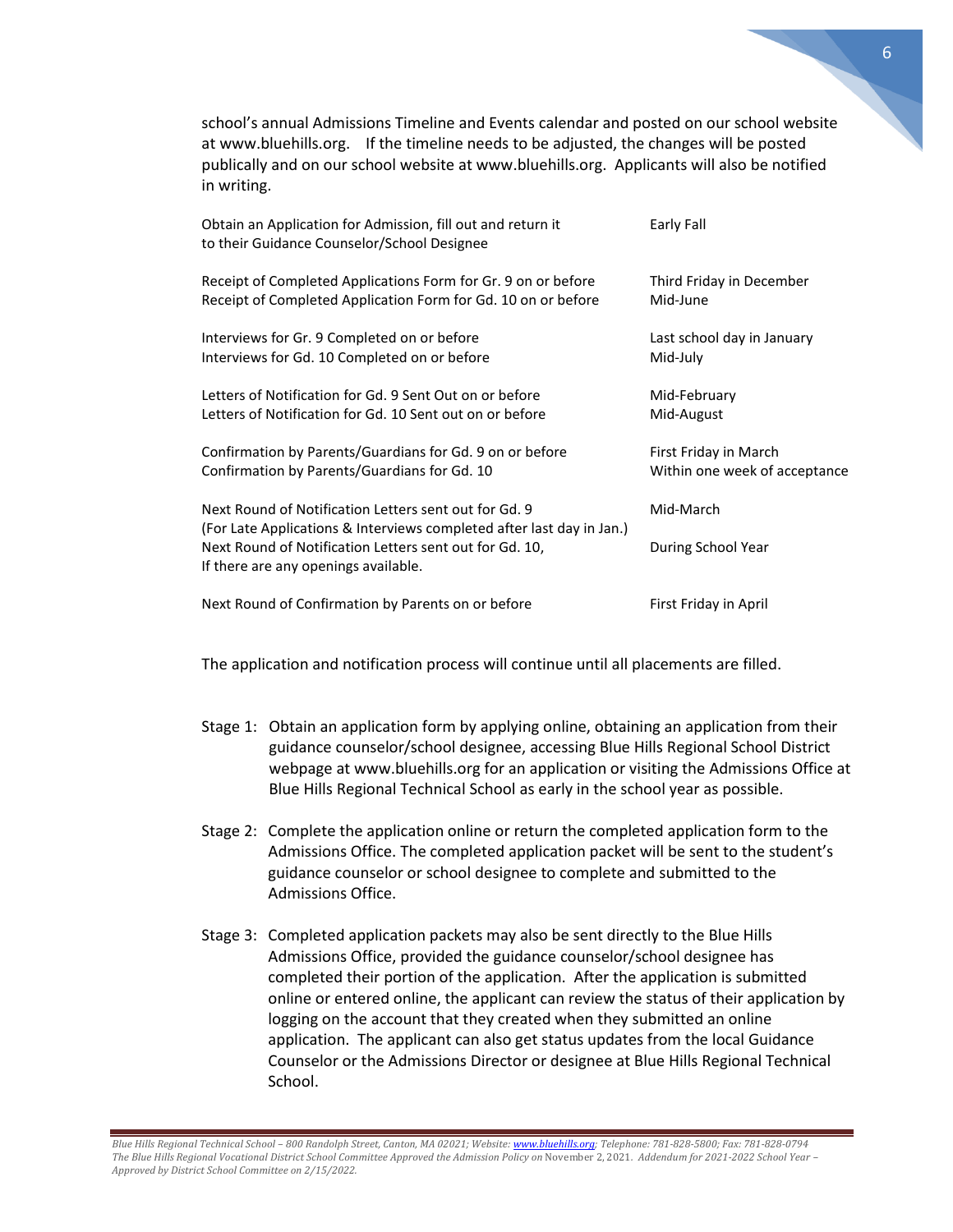school's annual Admissions Timeline and Events calendar and posted on our school website at www.bluehills.org. If the timeline needs to be adjusted, the changes will be posted publically and on our school website at www.bluehills.org. Applicants will also be notified in writing.

| | |
|---|---|
| Obtain an Application for Admission, fill out and return it to their Guidance Counselor/School Designee | Early Fall |
| Receipt of Completed Applications Form for Gr. 9 on or before | Third Friday in December |
| Receipt of Completed Application Form for Gd. 10 on or before | Mid-June |
| Interviews for Gr. 9 Completed on or before | Last school day in January |
| Interviews for Gd. 10 Completed on or before | Mid-July |
| Letters of Notification for Gd. 9 Sent Out on or before | Mid-February |
| Letters of Notification for Gd. 10 Sent out on or before | Mid-August |
| Confirmation by Parents/Guardians for Gd. 9 on or before | First Friday in March |
| Confirmation by Parents/Guardians for Gd. 10 | Within one week of acceptance |
| Next Round of Notification Letters sent out for Gd. 9 (For Late Applications & Interviews completed after last day in Jan.) | Mid-March |
| Next Round of Notification Letters sent out for Gd. 10, If there are any openings available. | During School Year |
| Next Round of Confirmation by Parents on or before | First Friday in April |

The application and notification process will continue until all placements are filled.

Stage 1: Obtain an application form by applying online, obtaining an application from their guidance counselor/school designee, accessing Blue Hills Regional School District webpage at www.bluehills.org for an application or visiting the Admissions Office at Blue Hills Regional Technical School as early in the school year as possible.

Stage 2: Complete the application online or return the completed application form to the Admissions Office. The completed application packet will be sent to the student's guidance counselor or school designee to complete and submitted to the Admissions Office.

Stage 3: Completed application packets may also be sent directly to the Blue Hills Admissions Office, provided the guidance counselor/school designee has completed their portion of the application. After the application is submitted online or entered online, the applicant can review the status of their application by logging on the account that they created when they submitted an online application. The applicant can also get status updates from the local Guidance Counselor or the Admissions Director or designee at Blue Hills Regional Technical School.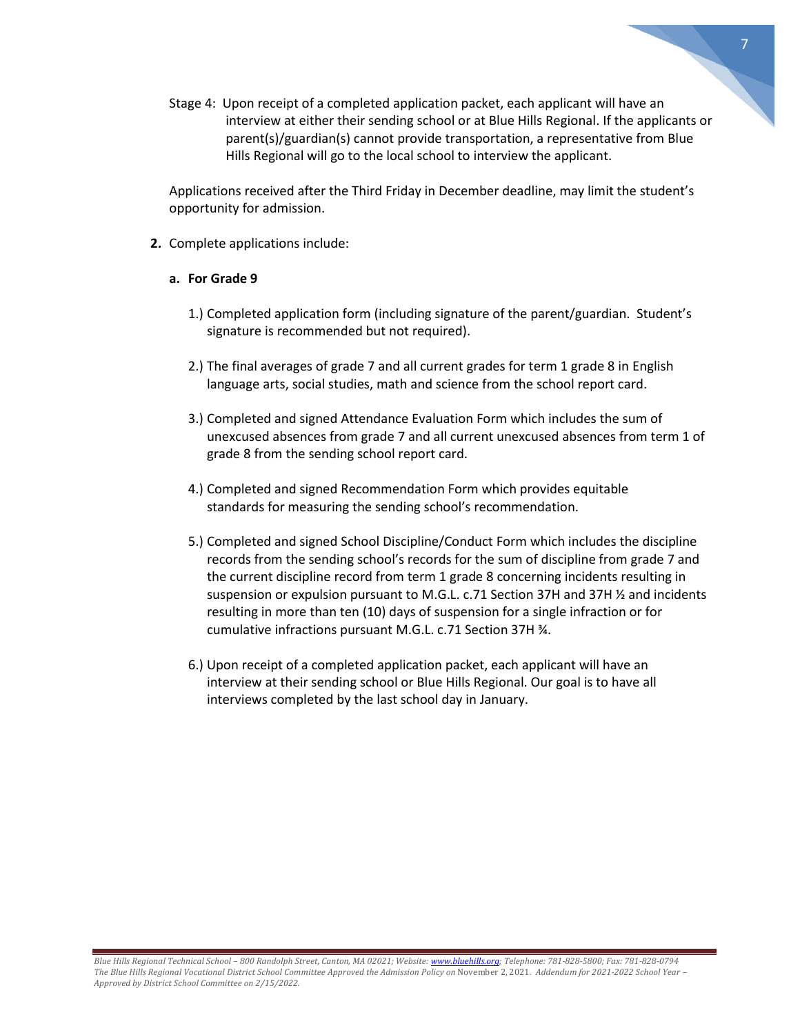Stage 4: Upon receipt of a completed application packet, each applicant will have an interview at either their sending school or at Blue Hills Regional. If the applicants or parent(s)/guardian(s) cannot provide transportation, a representative from Blue Hills Regional will go to the local school to interview the applicant.

Applications received after the Third Friday in December deadline, may limit the student's opportunity for admission.

**2.** Complete applications include:

**a. For Grade 9**

1.) Completed application form (including signature of the parent/guardian. Student's signature is recommended but not required).

2.) The final averages of grade 7 and all current grades for term 1 grade 8 in English language arts, social studies, math and science from the school report card.

3.) Completed and signed Attendance Evaluation Form which includes the sum of unexcused absences from grade 7 and all current unexcused absences from term 1 of grade 8 from the sending school report card.

4.) Completed and signed Recommendation Form which provides equitable standards for measuring the sending school's recommendation.

5.) Completed and signed School Discipline/Conduct Form which includes the discipline records from the sending school's records for the sum of discipline from grade 7 and the current discipline record from term 1 grade 8 concerning incidents resulting in suspension or expulsion pursuant to M.G.L. c.71 Section 37H and 37H ½ and incidents resulting in more than ten (10) days of suspension for a single infraction or for cumulative infractions pursuant M.G.L. c.71 Section 37H ¾.

6.) Upon receipt of a completed application packet, each applicant will have an interview at their sending school or Blue Hills Regional. Our goal is to have all interviews completed by the last school day in January.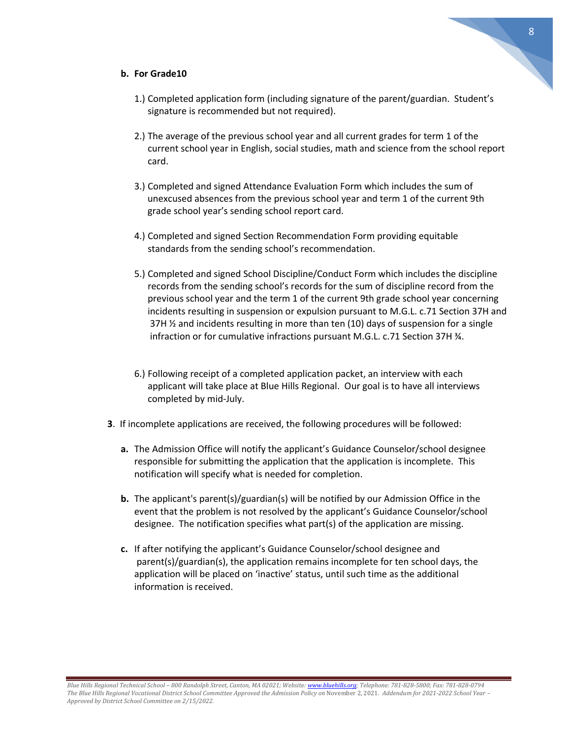**b. For Grade10**

1.) Completed application form (including signature of the parent/guardian. Student's signature is recommended but not required).

2.) The average of the previous school year and all current grades for term 1 of the current school year in English, social studies, math and science from the school report card.

3.) Completed and signed Attendance Evaluation Form which includes the sum of unexcused absences from the previous school year and term 1 of the current 9th grade school year's sending school report card.

4.) Completed and signed Section Recommendation Form providing equitable standards from the sending school's recommendation.

5.) Completed and signed School Discipline/Conduct Form which includes the discipline records from the sending school's records for the sum of discipline record from the previous school year and the term 1 of the current 9th grade school year concerning incidents resulting in suspension or expulsion pursuant to M.G.L. c.71 Section 37H and 37H ½ and incidents resulting in more than ten (10) days of suspension for a single infraction or for cumulative infractions pursuant M.G.L. c.71 Section 37H ¾.

6.) Following receipt of a completed application packet, an interview with each applicant will take place at Blue Hills Regional. Our goal is to have all interviews completed by mid-July.

**3**. If incomplete applications are received, the following procedures will be followed:

**a.** The Admission Office will notify the applicant's Guidance Counselor/school designee responsible for submitting the application that the application is incomplete. This notification will specify what is needed for completion.

**b.** The applicant's parent(s)/guardian(s) will be notified by our Admission Office in the event that the problem is not resolved by the applicant's Guidance Counselor/school designee. The notification specifies what part(s) of the application are missing.

**c.** If after notifying the applicant's Guidance Counselor/school designee and parent(s)/guardian(s), the application remains incomplete for ten school days, the application will be placed on 'inactive' status, until such time as the additional information is received.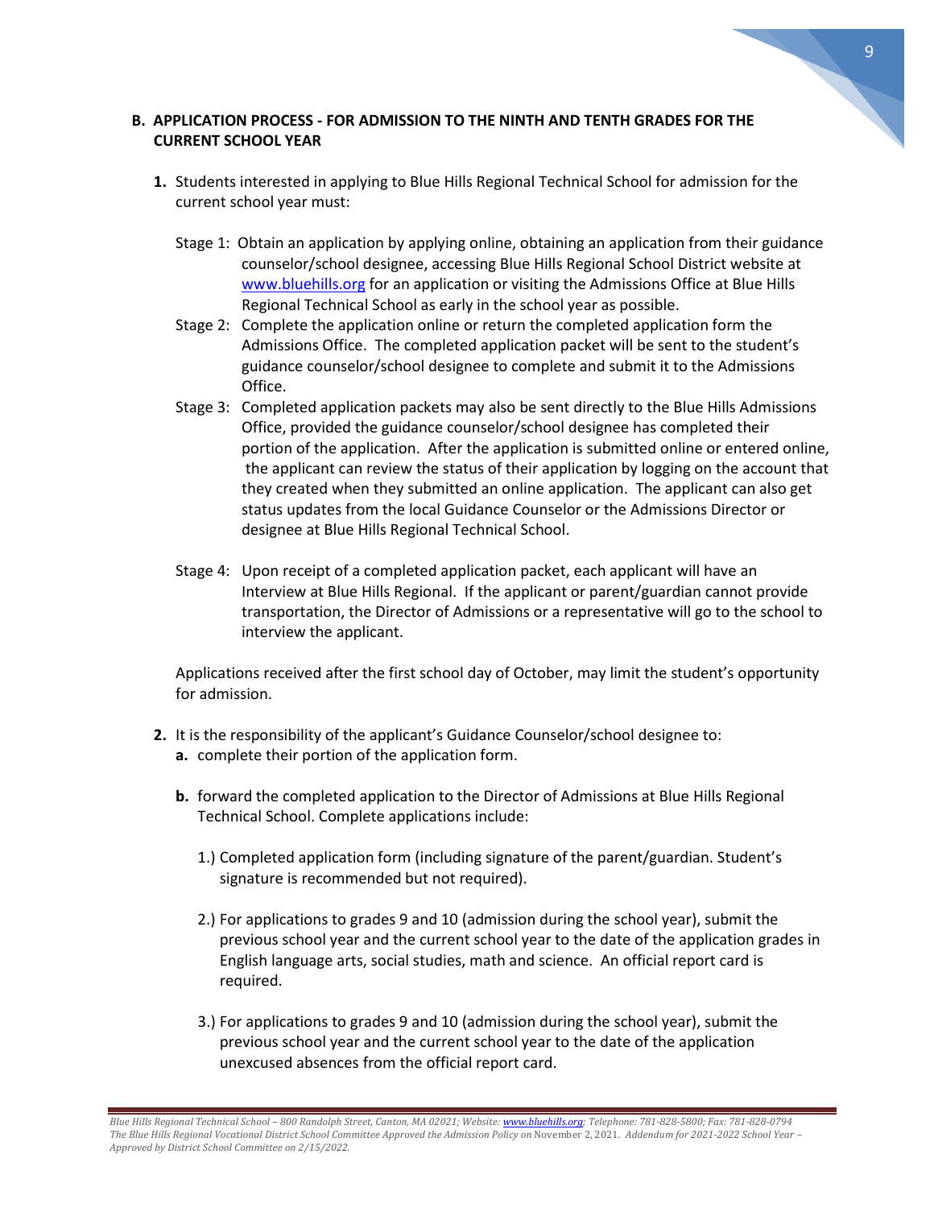## B. APPLICATION PROCESS - FOR ADMISSION TO THE NINTH AND TENTH GRADES FOR THE CURRENT SCHOOL YEAR

**1.** Students interested in applying to Blue Hills Regional Technical School for admission for the current school year must:

Stage 1: Obtain an application by applying online, obtaining an application from their guidance counselor/school designee, accessing Blue Hills Regional School District website at www.bluehills.org for an application or visiting the Admissions Office at Blue Hills Regional Technical School as early in the school year as possible.

Stage 2: Complete the application online or return the completed application form the Admissions Office. The completed application packet will be sent to the student's guidance counselor/school designee to complete and submit it to the Admissions Office.

Stage 3: Completed application packets may also be sent directly to the Blue Hills Admissions Office, provided the guidance counselor/school designee has completed their portion of the application. After the application is submitted online or entered online, the applicant can review the status of their application by logging on the account that they created when they submitted an online application. The applicant can also get status updates from the local Guidance Counselor or the Admissions Director or designee at Blue Hills Regional Technical School.

Stage 4: Upon receipt of a completed application packet, each applicant will have an Interview at Blue Hills Regional. If the applicant or parent/guardian cannot provide transportation, the Director of Admissions or a representative will go to the school to interview the applicant.

Applications received after the first school day of October, may limit the student's opportunity for admission.

**2.** It is the responsibility of the applicant's Guidance Counselor/school designee to:

**a.** complete their portion of the application form.

**b.** forward the completed application to the Director of Admissions at Blue Hills Regional Technical School. Complete applications include:

1.) Completed application form (including signature of the parent/guardian. Student's signature is recommended but not required).

2.) For applications to grades 9 and 10 (admission during the school year), submit the previous school year and the current school year to the date of the application grades in English language arts, social studies, math and science. An official report card is required.

3.) For applications to grades 9 and 10 (admission during the school year), submit the previous school year and the current school year to the date of the application unexcused absences from the official report card.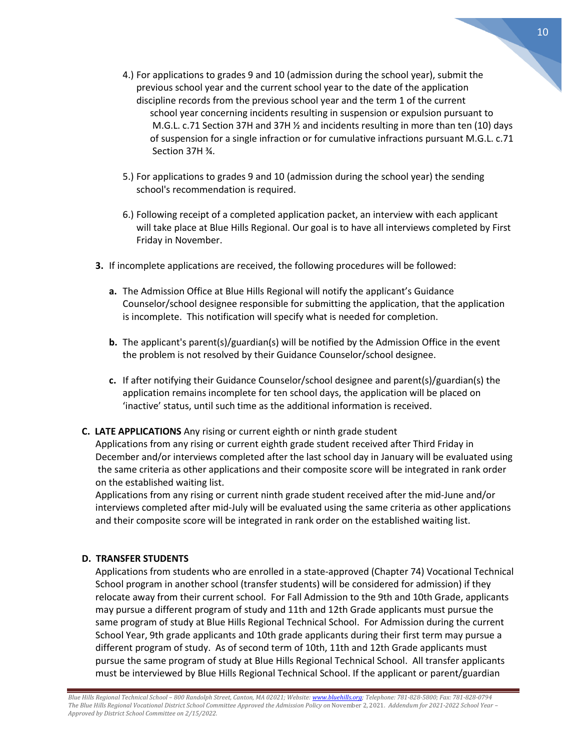4.) For applications to grades 9 and 10 (admission during the school year), submit the previous school year and the current school year to the date of the application discipline records from the previous school year and the term 1 of the current school year concerning incidents resulting in suspension or expulsion pursuant to M.G.L. c.71 Section 37H and 37H ½ and incidents resulting in more than ten (10) days of suspension for a single infraction or for cumulative infractions pursuant M.G.L. c.71 Section 37H ¾.

5.) For applications to grades 9 and 10 (admission during the school year) the sending school's recommendation is required.

6.) Following receipt of a completed application packet, an interview with each applicant will take place at Blue Hills Regional. Our goal is to have all interviews completed by First Friday in November.

**3.** If incomplete applications are received, the following procedures will be followed:

**a.** The Admission Office at Blue Hills Regional will notify the applicant's Guidance Counselor/school designee responsible for submitting the application, that the application is incomplete. This notification will specify what is needed for completion.

**b.** The applicant's parent(s)/guardian(s) will be notified by the Admission Office in the event the problem is not resolved by their Guidance Counselor/school designee.

**c.** If after notifying their Guidance Counselor/school designee and parent(s)/guardian(s) the application remains incomplete for ten school days, the application will be placed on 'inactive' status, until such time as the additional information is received.

**C. LATE APPLICATIONS** Any rising or current eighth or ninth grade student

Applications from any rising or current eighth grade student received after Third Friday in December and/or interviews completed after the last school day in January will be evaluated using the same criteria as other applications and their composite score will be integrated in rank order on the established waiting list.

Applications from any rising or current ninth grade student received after the mid-June and/or interviews completed after mid-July will be evaluated using the same criteria as other applications and their composite score will be integrated in rank order on the established waiting list.

**D. TRANSFER STUDENTS**

Applications from students who are enrolled in a state-approved (Chapter 74) Vocational Technical School program in another school (transfer students) will be considered for admission) if they relocate away from their current school. For Fall Admission to the 9th and 10th Grade, applicants may pursue a different program of study and 11th and 12th Grade applicants must pursue the same program of study at Blue Hills Regional Technical School. For Admission during the current School Year, 9th grade applicants and 10th grade applicants during their first term may pursue a different program of study. As of second term of 10th, 11th and 12th Grade applicants must pursue the same program of study at Blue Hills Regional Technical School. All transfer applicants must be interviewed by Blue Hills Regional Technical School. If the applicant or parent/guardian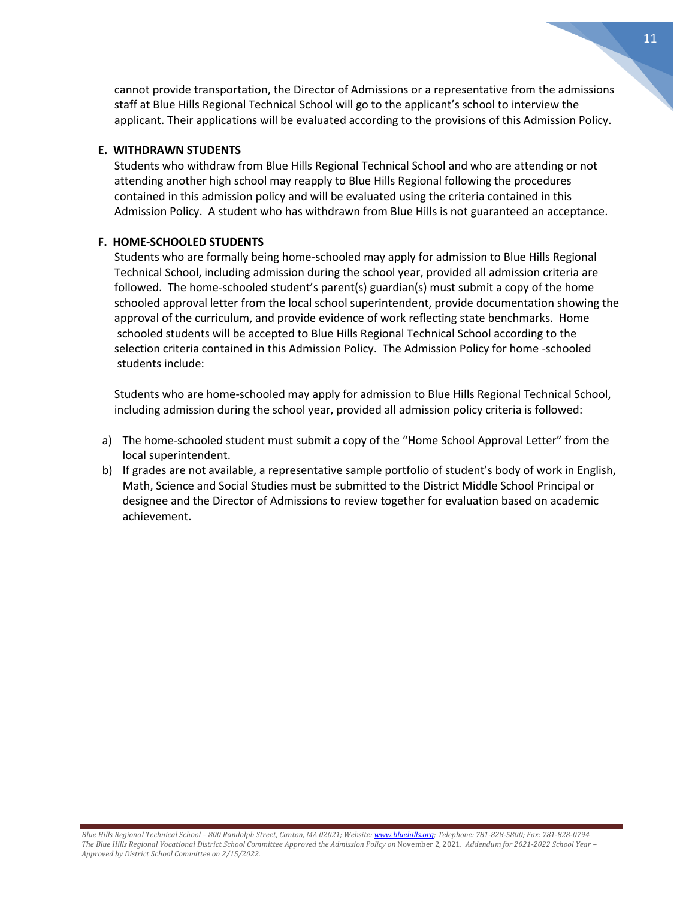cannot provide transportation, the Director of Admissions or a representative from the admissions staff at Blue Hills Regional Technical School will go to the applicant's school to interview the applicant. Their applications will be evaluated according to the provisions of this Admission Policy.

### E. WITHDRAWN STUDENTS

Students who withdraw from Blue Hills Regional Technical School and who are attending or not attending another high school may reapply to Blue Hills Regional following the procedures contained in this admission policy and will be evaluated using the criteria contained in this Admission Policy. A student who has withdrawn from Blue Hills is not guaranteed an acceptance.

### F. HOME-SCHOOLED STUDENTS

Students who are formally being home-schooled may apply for admission to Blue Hills Regional Technical School, including admission during the school year, provided all admission criteria are followed. The home-schooled student's parent(s) guardian(s) must submit a copy of the home schooled approval letter from the local school superintendent, provide documentation showing the approval of the curriculum, and provide evidence of work reflecting state benchmarks. Home schooled students will be accepted to Blue Hills Regional Technical School according to the selection criteria contained in this Admission Policy. The Admission Policy for home -schooled students include:

Students who are home-schooled may apply for admission to Blue Hills Regional Technical School, including admission during the school year, provided all admission policy criteria is followed:

a) The home-schooled student must submit a copy of the "Home School Approval Letter" from the local superintendent.
b) If grades are not available, a representative sample portfolio of student's body of work in English, Math, Science and Social Studies must be submitted to the District Middle School Principal or designee and the Director of Admissions to review together for evaluation based on academic achievement.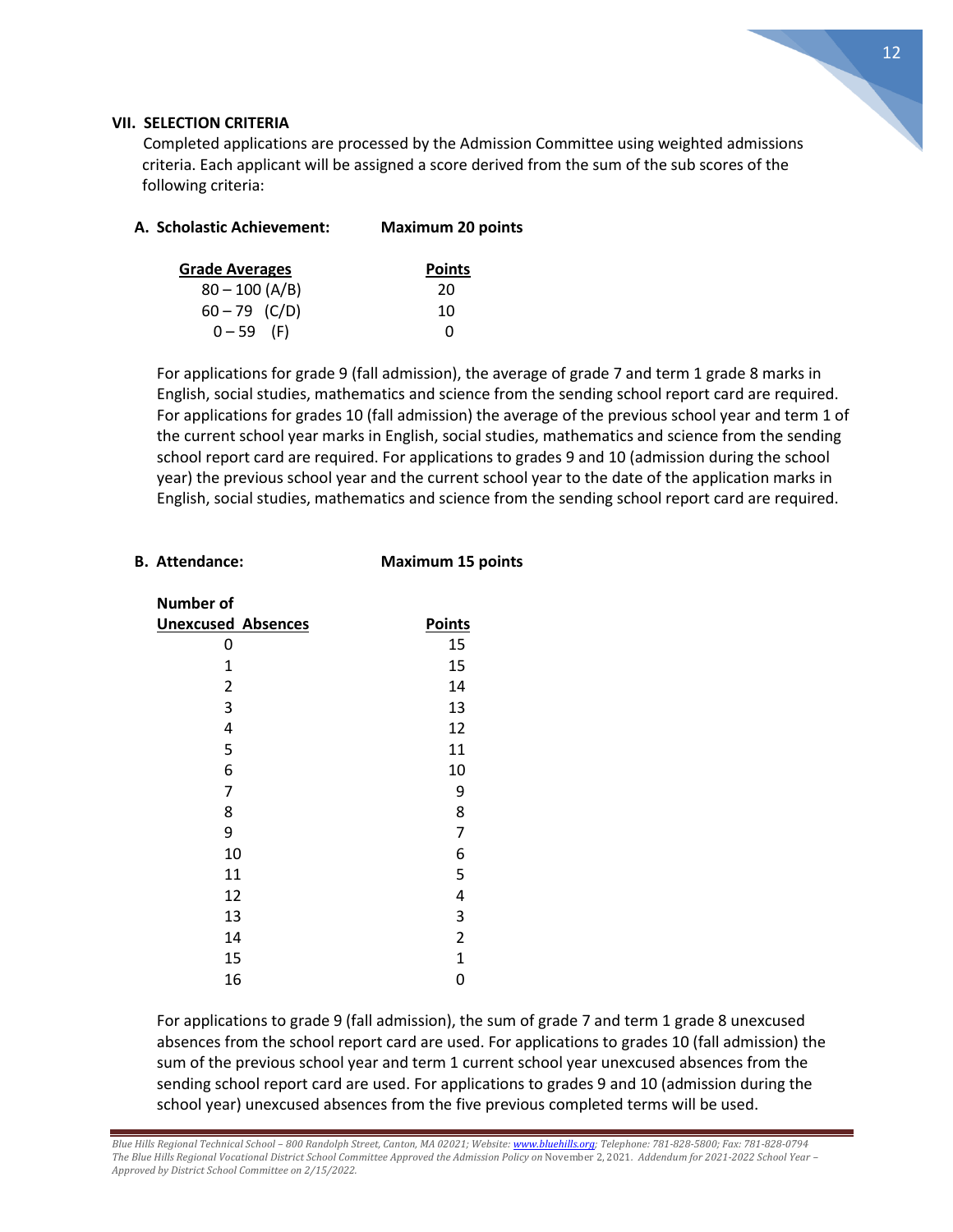## VII. SELECTION CRITERIA

Completed applications are processed by the Admission Committee using weighted admissions criteria. Each applicant will be assigned a score derived from the sum of the sub scores of the following criteria:

### A. Scholastic Achievement: Maximum 20 points

| Grade Averages | Points |
|---|---|
| 80 – 100 (A/B) | 20 |
| 60 – 79 (C/D) | 10 |
| 0 – 59 (F) | 0 |

For applications for grade 9 (fall admission), the average of grade 7 and term 1 grade 8 marks in English, social studies, mathematics and science from the sending school report card are required. For applications for grades 10 (fall admission) the average of the previous school year and term 1 of the current school year marks in English, social studies, mathematics and science from the sending school report card are required. For applications to grades 9 and 10 (admission during the school year) the previous school year and the current school year to the date of the application marks in English, social studies, mathematics and science from the sending school report card are required.

### B. Attendance: Maximum 15 points

| Number of Unexcused Absences | Points |
|---|---|
| 0 | 15 |
| 1 | 15 |
| 2 | 14 |
| 3 | 13 |
| 4 | 12 |
| 5 | 11 |
| 6 | 10 |
| 7 | 9 |
| 8 | 8 |
| 9 | 7 |
| 10 | 6 |
| 11 | 5 |
| 12 | 4 |
| 13 | 3 |
| 14 | 2 |
| 15 | 1 |
| 16 | 0 |

For applications to grade 9 (fall admission), the sum of grade 7 and term 1 grade 8 unexcused absences from the school report card are used. For applications to grades 10 (fall admission) the sum of the previous school year and term 1 current school year unexcused absences from the sending school report card are used. For applications to grades 9 and 10 (admission during the school year) unexcused absences from the five previous completed terms will be used.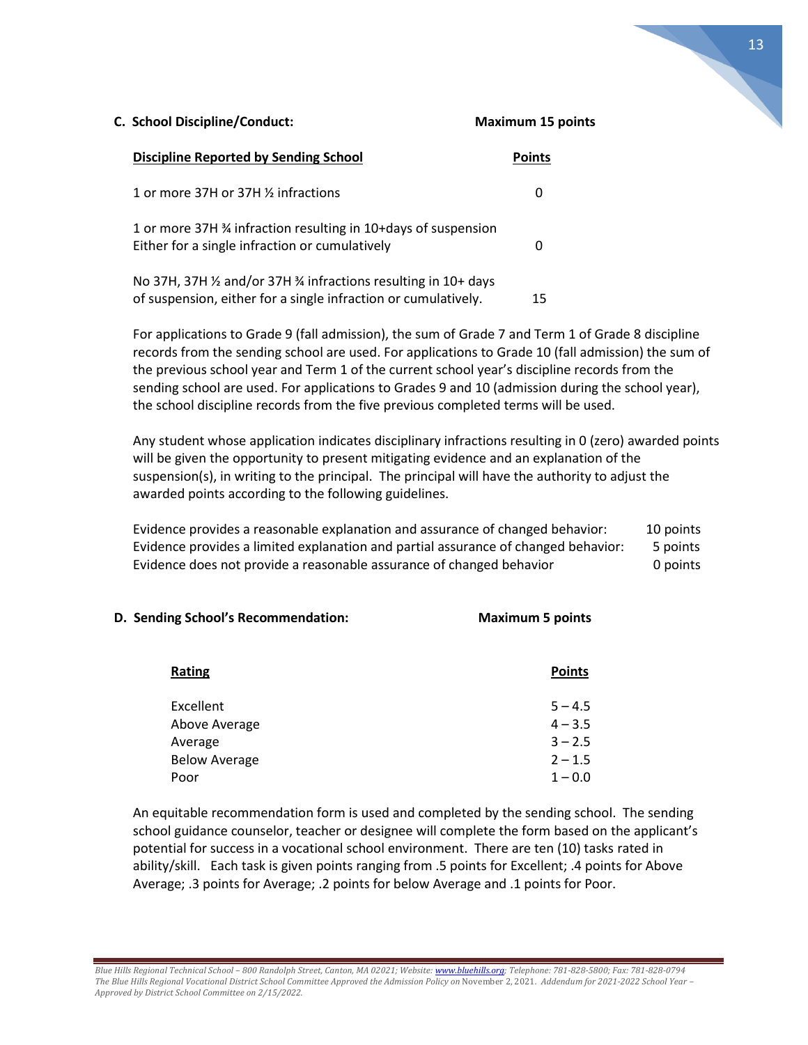**C. School Discipline/Conduct:** **Maximum 15 points**

| Discipline Reported by Sending School | Points |
|---|---|
| 1 or more 37H or 37H ½ infractions | 0 |
| 1 or more 37H ¾ infraction resulting in 10+days of suspension Either for a single infraction or cumulatively | 0 |
| No 37H, 37H ½ and/or 37H ¾ infractions resulting in 10+ days of suspension, either for a single infraction or cumulatively. | 15 |

For applications to Grade 9 (fall admission), the sum of Grade 7 and Term 1 of Grade 8 discipline records from the sending school are used. For applications to Grade 10 (fall admission) the sum of the previous school year and Term 1 of the current school year's discipline records from the sending school are used. For applications to Grades 9 and 10 (admission during the school year), the school discipline records from the five previous completed terms will be used.

Any student whose application indicates disciplinary infractions resulting in 0 (zero) awarded points will be given the opportunity to present mitigating evidence and an explanation of the suspension(s), in writing to the principal. The principal will have the authority to adjust the awarded points according to the following guidelines.

| | |
|---|---|
| Evidence provides a reasonable explanation and assurance of changed behavior: | 10 points |
| Evidence provides a limited explanation and partial assurance of changed behavior: | 5 points |
| Evidence does not provide a reasonable assurance of changed behavior | 0 points |

**D. Sending School's Recommendation:** **Maximum 5 points**

| Rating | Points |
|---|---|
| Excellent | 5 – 4.5 |
| Above Average | 4 – 3.5 |
| Average | 3 – 2.5 |
| Below Average | 2 – 1.5 |
| Poor | 1 – 0.0 |

An equitable recommendation form is used and completed by the sending school. The sending school guidance counselor, teacher or designee will complete the form based on the applicant's potential for success in a vocational school environment. There are ten (10) tasks rated in ability/skill. Each task is given points ranging from .5 points for Excellent; .4 points for Above Average; .3 points for Average; .2 points for below Average and .1 points for Poor.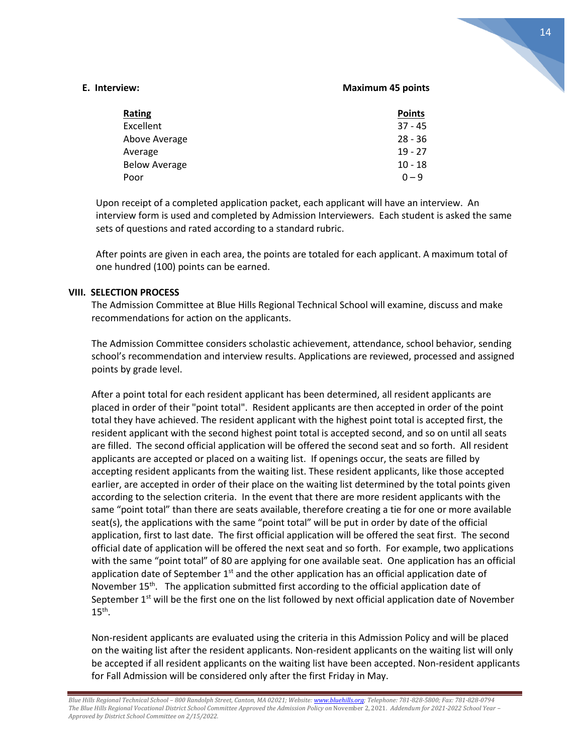**E. Interview:** **Maximum 45 points**

| Rating | Points |
|---|---|
| Excellent | 37 - 45 |
| Above Average | 28 - 36 |
| Average | 19 - 27 |
| Below Average | 10 - 18 |
| Poor | 0 – 9 |

Upon receipt of a completed application packet, each applicant will have an interview. An interview form is used and completed by Admission Interviewers. Each student is asked the same sets of questions and rated according to a standard rubric.

After points are given in each area, the points are totaled for each applicant. A maximum total of one hundred (100) points can be earned.

## VIII. SELECTION PROCESS

The Admission Committee at Blue Hills Regional Technical School will examine, discuss and make recommendations for action on the applicants.

The Admission Committee considers scholastic achievement, attendance, school behavior, sending school's recommendation and interview results. Applications are reviewed, processed and assigned points by grade level.

After a point total for each resident applicant has been determined, all resident applicants are placed in order of their "point total". Resident applicants are then accepted in order of the point total they have achieved. The resident applicant with the highest point total is accepted first, the resident applicant with the second highest point total is accepted second, and so on until all seats are filled. The second official application will be offered the second seat and so forth. All resident applicants are accepted or placed on a waiting list. If openings occur, the seats are filled by accepting resident applicants from the waiting list. These resident applicants, like those accepted earlier, are accepted in order of their place on the waiting list determined by the total points given according to the selection criteria. In the event that there are more resident applicants with the same "point total" than there are seats available, therefore creating a tie for one or more available seat(s), the applications with the same "point total" will be put in order by date of the official application, first to last date. The first official application will be offered the seat first. The second official date of application will be offered the next seat and so forth. For example, two applications with the same "point total" of 80 are applying for one available seat. One application has an official application date of September 1st and the other application has an official application date of November 15th. The application submitted first according to the official application date of September 1st will be the first one on the list followed by next official application date of November 15th.

Non-resident applicants are evaluated using the criteria in this Admission Policy and will be placed on the waiting list after the resident applicants. Non-resident applicants on the waiting list will only be accepted if all resident applicants on the waiting list have been accepted. Non-resident applicants for Fall Admission will be considered only after the first Friday in May.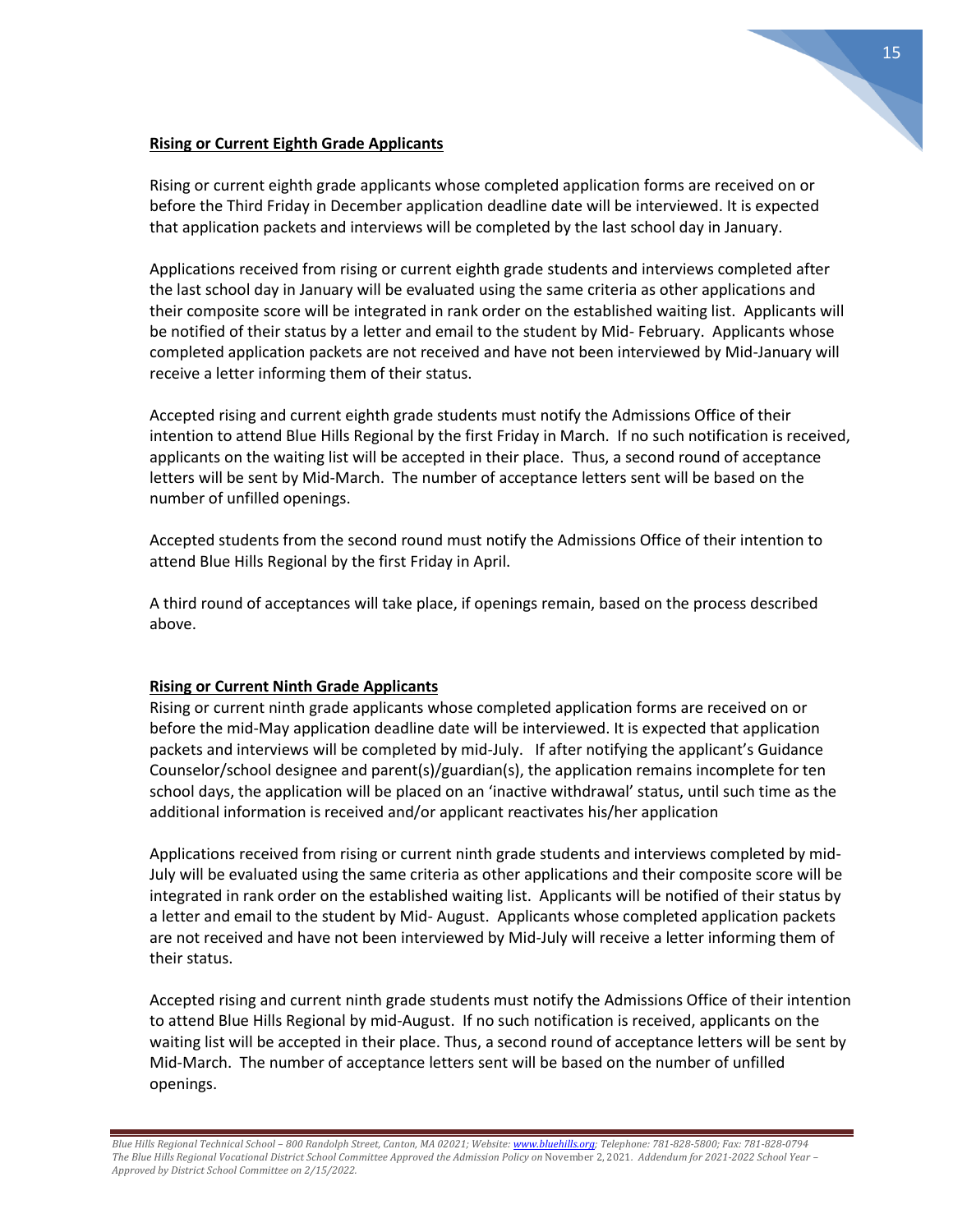**Rising or Current Eighth Grade Applicants**

Rising or current eighth grade applicants whose completed application forms are received on or before the Third Friday in December application deadline date will be interviewed. It is expected that application packets and interviews will be completed by the last school day in January.

Applications received from rising or current eighth grade students and interviews completed after the last school day in January will be evaluated using the same criteria as other applications and their composite score will be integrated in rank order on the established waiting list. Applicants will be notified of their status by a letter and email to the student by Mid- February. Applicants whose completed application packets are not received and have not been interviewed by Mid-January will receive a letter informing them of their status.

Accepted rising and current eighth grade students must notify the Admissions Office of their intention to attend Blue Hills Regional by the first Friday in March. If no such notification is received, applicants on the waiting list will be accepted in their place. Thus, a second round of acceptance letters will be sent by Mid-March. The number of acceptance letters sent will be based on the number of unfilled openings.

Accepted students from the second round must notify the Admissions Office of their intention to attend Blue Hills Regional by the first Friday in April.

A third round of acceptances will take place, if openings remain, based on the process described above.

**Rising or Current Ninth Grade Applicants**

Rising or current ninth grade applicants whose completed application forms are received on or before the mid-May application deadline date will be interviewed. It is expected that application packets and interviews will be completed by mid-July. If after notifying the applicant's Guidance Counselor/school designee and parent(s)/guardian(s), the application remains incomplete for ten school days, the application will be placed on an 'inactive withdrawal' status, until such time as the additional information is received and/or applicant reactivates his/her application

Applications received from rising or current ninth grade students and interviews completed by mid-July will be evaluated using the same criteria as other applications and their composite score will be integrated in rank order on the established waiting list. Applicants will be notified of their status by a letter and email to the student by Mid- August. Applicants whose completed application packets are not received and have not been interviewed by Mid-July will receive a letter informing them of their status.

Accepted rising and current ninth grade students must notify the Admissions Office of their intention to attend Blue Hills Regional by mid-August. If no such notification is received, applicants on the waiting list will be accepted in their place. Thus, a second round of acceptance letters will be sent by Mid-March. The number of acceptance letters sent will be based on the number of unfilled openings.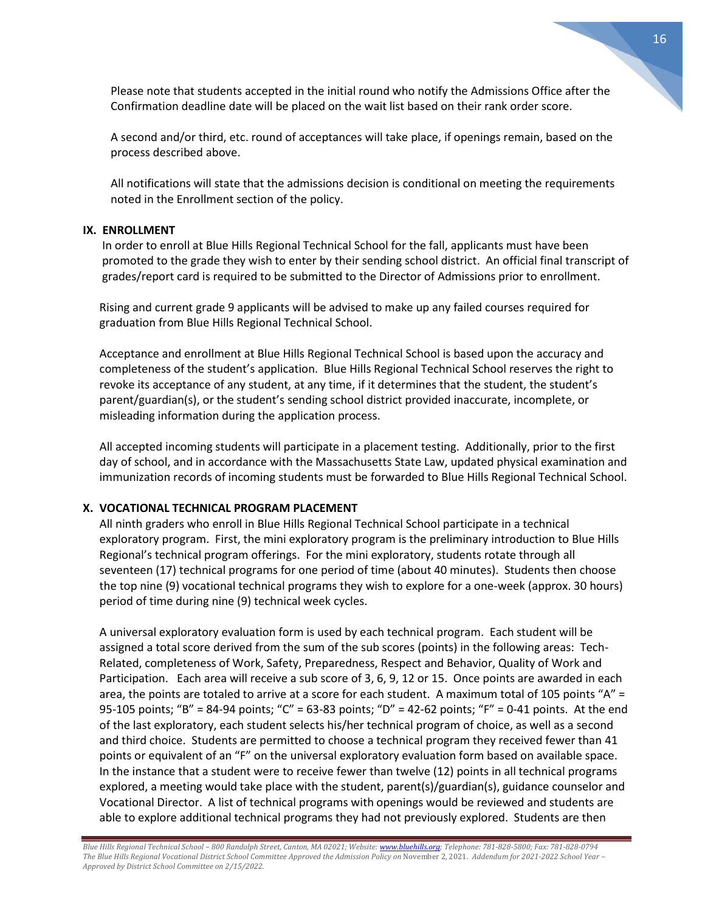Please note that students accepted in the initial round who notify the Admissions Office after the Confirmation deadline date will be placed on the wait list based on their rank order score.

A second and/or third, etc. round of acceptances will take place, if openings remain, based on the process described above.

All notifications will state that the admissions decision is conditional on meeting the requirements noted in the Enrollment section of the policy.

## IX. ENROLLMENT

In order to enroll at Blue Hills Regional Technical School for the fall, applicants must have been promoted to the grade they wish to enter by their sending school district. An official final transcript of grades/report card is required to be submitted to the Director of Admissions prior to enrollment.

Rising and current grade 9 applicants will be advised to make up any failed courses required for graduation from Blue Hills Regional Technical School.

Acceptance and enrollment at Blue Hills Regional Technical School is based upon the accuracy and completeness of the student's application. Blue Hills Regional Technical School reserves the right to revoke its acceptance of any student, at any time, if it determines that the student, the student's parent/guardian(s), or the student's sending school district provided inaccurate, incomplete, or misleading information during the application process.

All accepted incoming students will participate in a placement testing. Additionally, prior to the first day of school, and in accordance with the Massachusetts State Law, updated physical examination and immunization records of incoming students must be forwarded to Blue Hills Regional Technical School.

## X. VOCATIONAL TECHNICAL PROGRAM PLACEMENT

All ninth graders who enroll in Blue Hills Regional Technical School participate in a technical exploratory program. First, the mini exploratory program is the preliminary introduction to Blue Hills Regional's technical program offerings. For the mini exploratory, students rotate through all seventeen (17) technical programs for one period of time (about 40 minutes). Students then choose the top nine (9) vocational technical programs they wish to explore for a one-week (approx. 30 hours) period of time during nine (9) technical week cycles.

A universal exploratory evaluation form is used by each technical program. Each student will be assigned a total score derived from the sum of the sub scores (points) in the following areas: Tech-Related, completeness of Work, Safety, Preparedness, Respect and Behavior, Quality of Work and Participation. Each area will receive a sub score of 3, 6, 9, 12 or 15. Once points are awarded in each area, the points are totaled to arrive at a score for each student. A maximum total of 105 points "A" = 95-105 points; "B" = 84-94 points; "C" = 63-83 points; "D" = 42-62 points; "F" = 0-41 points. At the end of the last exploratory, each student selects his/her technical program of choice, as well as a second and third choice. Students are permitted to choose a technical program they received fewer than 41 points or equivalent of an "F" on the universal exploratory evaluation form based on available space. In the instance that a student were to receive fewer than twelve (12) points in all technical programs explored, a meeting would take place with the student, parent(s)/guardian(s), guidance counselor and Vocational Director. A list of technical programs with openings would be reviewed and students are able to explore additional technical programs they had not previously explored. Students are then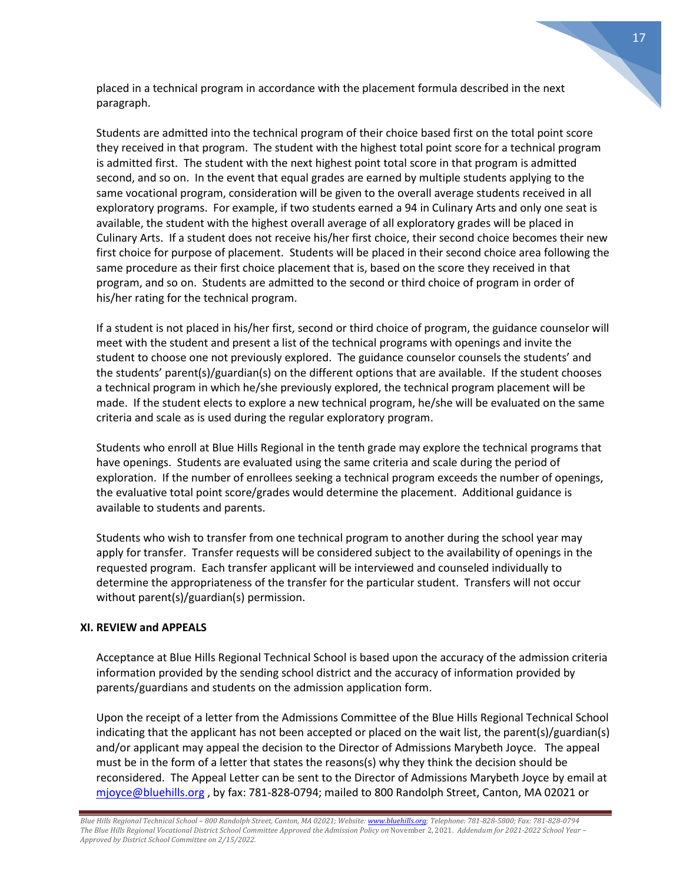placed in a technical program in accordance with the placement formula described in the next paragraph.

Students are admitted into the technical program of their choice based first on the total point score they received in that program. The student with the highest total point score for a technical program is admitted first. The student with the next highest point total score in that program is admitted second, and so on. In the event that equal grades are earned by multiple students applying to the same vocational program, consideration will be given to the overall average students received in all exploratory programs. For example, if two students earned a 94 in Culinary Arts and only one seat is available, the student with the highest overall average of all exploratory grades will be placed in Culinary Arts. If a student does not receive his/her first choice, their second choice becomes their new first choice for purpose of placement. Students will be placed in their second choice area following the same procedure as their first choice placement that is, based on the score they received in that program, and so on. Students are admitted to the second or third choice of program in order of his/her rating for the technical program.

If a student is not placed in his/her first, second or third choice of program, the guidance counselor will meet with the student and present a list of the technical programs with openings and invite the student to choose one not previously explored. The guidance counselor counsels the students' and the students' parent(s)/guardian(s) on the different options that are available. If the student chooses a technical program in which he/she previously explored, the technical program placement will be made. If the student elects to explore a new technical program, he/she will be evaluated on the same criteria and scale as is used during the regular exploratory program.

Students who enroll at Blue Hills Regional in the tenth grade may explore the technical programs that have openings. Students are evaluated using the same criteria and scale during the period of exploration. If the number of enrollees seeking a technical program exceeds the number of openings, the evaluative total point score/grades would determine the placement. Additional guidance is available to students and parents.

Students who wish to transfer from one technical program to another during the school year may apply for transfer. Transfer requests will be considered subject to the availability of openings in the requested program. Each transfer applicant will be interviewed and counseled individually to determine the appropriateness of the transfer for the particular student. Transfers will not occur without parent(s)/guardian(s) permission.

## XI. REVIEW and APPEALS

Acceptance at Blue Hills Regional Technical School is based upon the accuracy of the admission criteria information provided by the sending school district and the accuracy of information provided by parents/guardians and students on the admission application form.

Upon the receipt of a letter from the Admissions Committee of the Blue Hills Regional Technical School indicating that the applicant has not been accepted or placed on the wait list, the parent(s)/guardian(s) and/or applicant may appeal the decision to the Director of Admissions Marybeth Joyce. The appeal must be in the form of a letter that states the reasons(s) why they think the decision should be reconsidered. The Appeal Letter can be sent to the Director of Admissions Marybeth Joyce by email at mjoyce@bluehills.org , by fax: 781-828-0794; mailed to 800 Randolph Street, Canton, MA 02021 or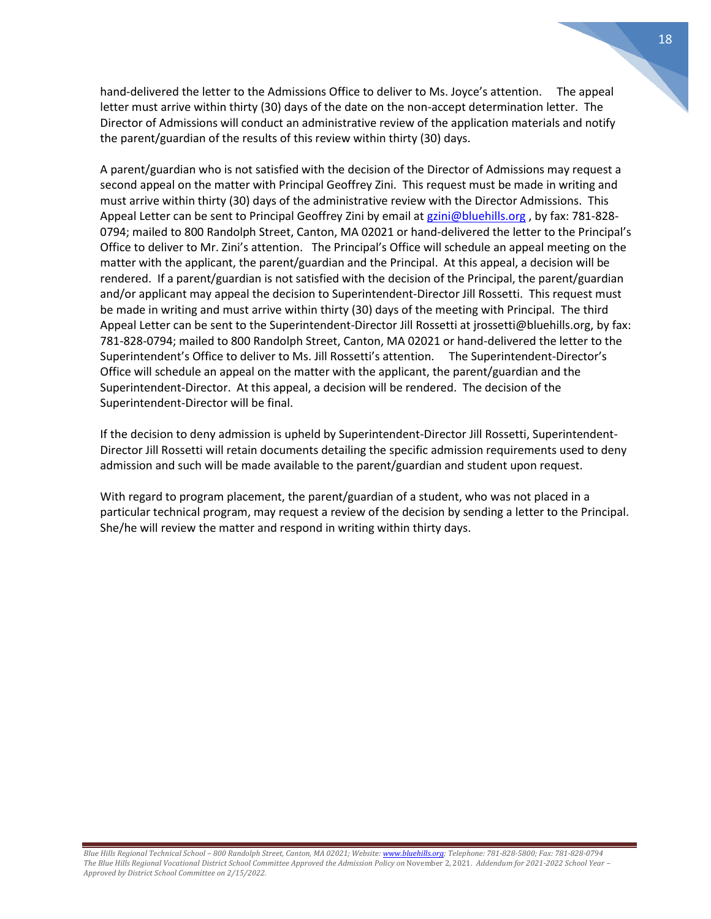hand-delivered the letter to the Admissions Office to deliver to Ms. Joyce's attention. The appeal letter must arrive within thirty (30) days of the date on the non-accept determination letter. The Director of Admissions will conduct an administrative review of the application materials and notify the parent/guardian of the results of this review within thirty (30) days.

A parent/guardian who is not satisfied with the decision of the Director of Admissions may request a second appeal on the matter with Principal Geoffrey Zini. This request must be made in writing and must arrive within thirty (30) days of the administrative review with the Director Admissions. This Appeal Letter can be sent to Principal Geoffrey Zini by email at [gzini@bluehills.org](mailto:gzini@bluehills.org) , by fax: 781-828-0794; mailed to 800 Randolph Street, Canton, MA 02021 or hand-delivered the letter to the Principal's Office to deliver to Mr. Zini's attention. The Principal's Office will schedule an appeal meeting on the matter with the applicant, the parent/guardian and the Principal. At this appeal, a decision will be rendered. If a parent/guardian is not satisfied with the decision of the Principal, the parent/guardian and/or applicant may appeal the decision to Superintendent-Director Jill Rossetti. This request must be made in writing and must arrive within thirty (30) days of the meeting with Principal. The third Appeal Letter can be sent to the Superintendent-Director Jill Rossetti at jrossetti@bluehills.org, by fax: 781-828-0794; mailed to 800 Randolph Street, Canton, MA 02021 or hand-delivered the letter to the Superintendent's Office to deliver to Ms. Jill Rossetti's attention. The Superintendent-Director's Office will schedule an appeal on the matter with the applicant, the parent/guardian and the Superintendent-Director. At this appeal, a decision will be rendered. The decision of the Superintendent-Director will be final.

If the decision to deny admission is upheld by Superintendent-Director Jill Rossetti, Superintendent-Director Jill Rossetti will retain documents detailing the specific admission requirements used to deny admission and such will be made available to the parent/guardian and student upon request.

With regard to program placement, the parent/guardian of a student, who was not placed in a particular technical program, may request a review of the decision by sending a letter to the Principal. She/he will review the matter and respond in writing within thirty days.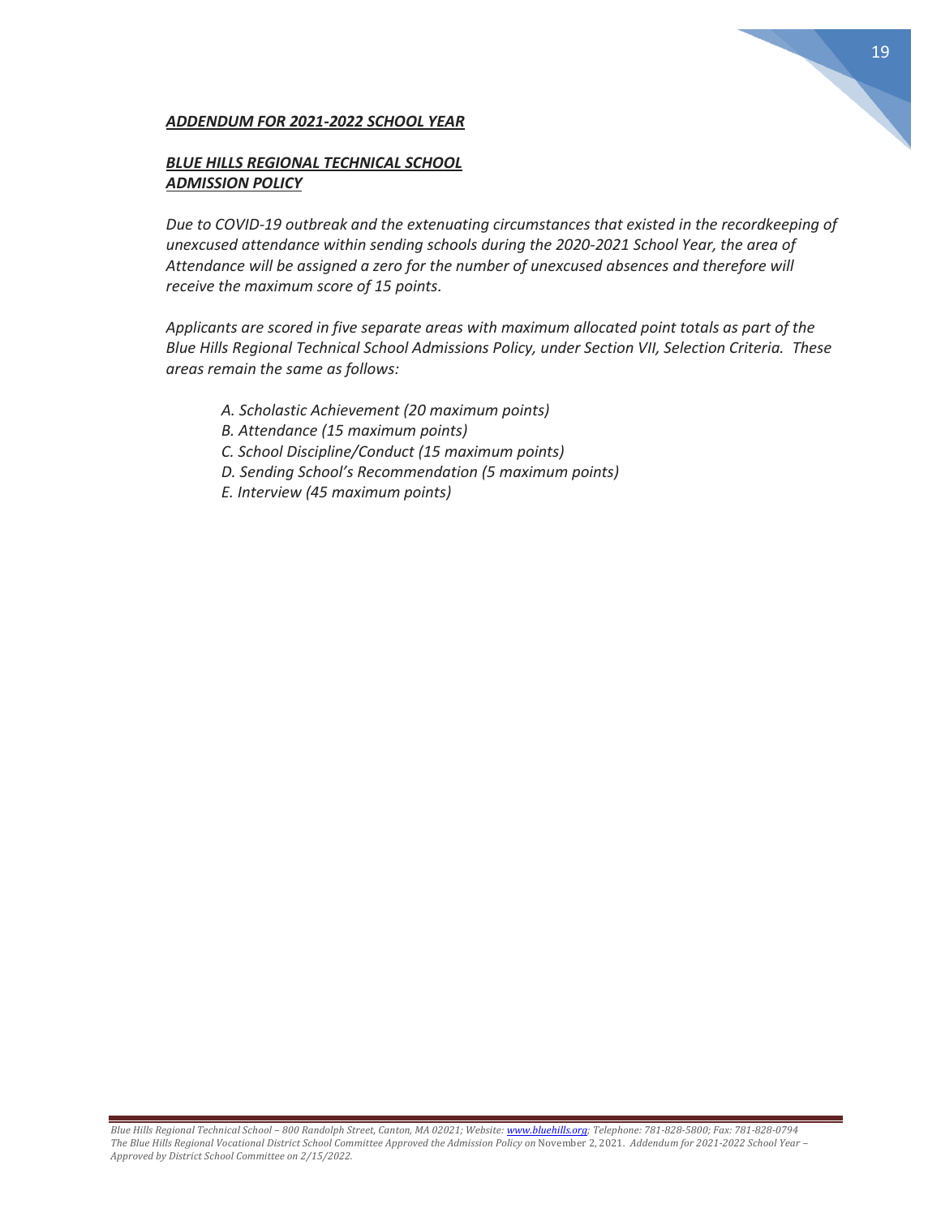***ADDENDUM FOR 2021-2022 SCHOOL YEAR***

***BLUE HILLS REGIONAL TECHNICAL SCHOOL***
***ADMISSION POLICY***

*Due to COVID-19 outbreak and the extenuating circumstances that existed in the recordkeeping of unexcused attendance within sending schools during the 2020-2021 School Year, the area of Attendance will be assigned a zero for the number of unexcused absences and therefore will receive the maximum score of 15 points.*

*Applicants are scored in five separate areas with maximum allocated point totals as part of the Blue Hills Regional Technical School Admissions Policy, under Section VII, Selection Criteria. These areas remain the same as follows:*

- *A. Scholastic Achievement (20 maximum points)*
- *B. Attendance (15 maximum points)*
- *C. School Discipline/Conduct (15 maximum points)*
- *D. Sending School's Recommendation (5 maximum points)*
- *E. Interview (45 maximum points)*